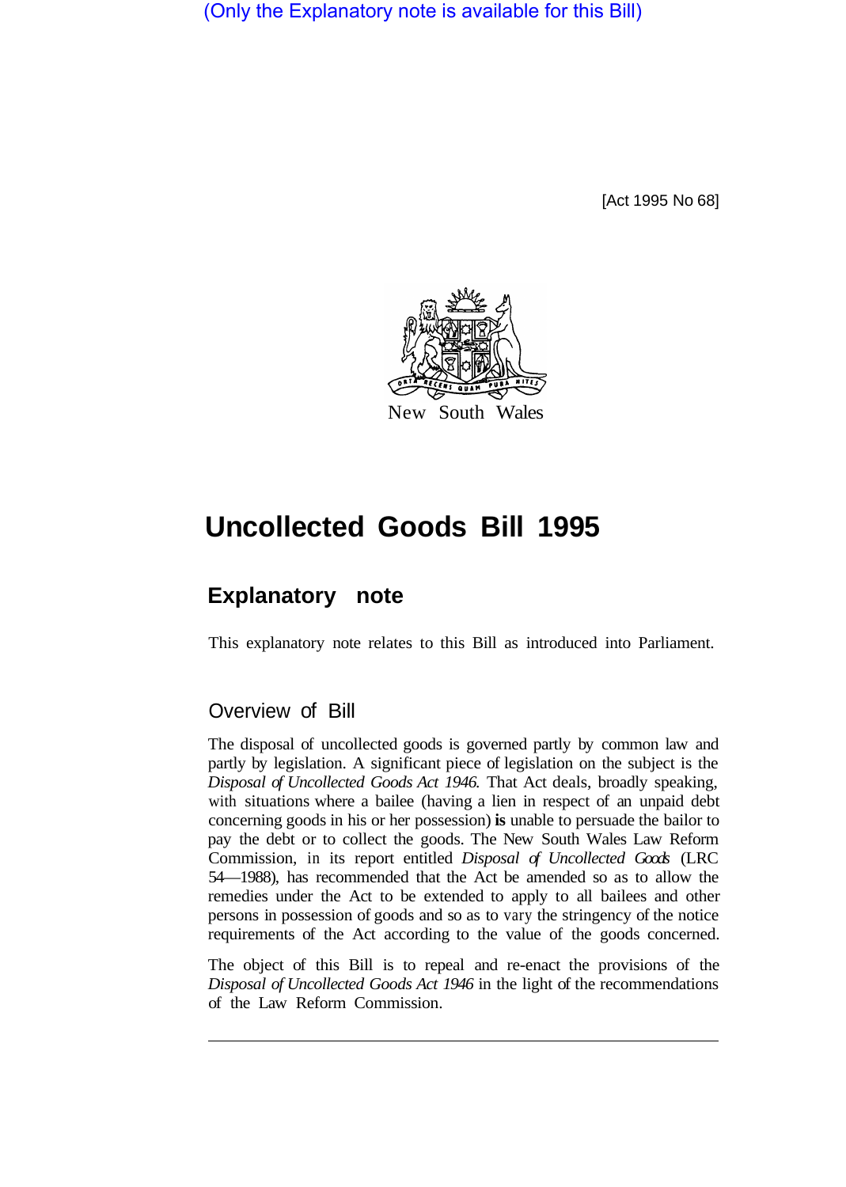(Only the Explanatory note is available for this Bill)

[Act 1995 No 68]

New South Wales

# Uncollected Goods Bill 1995

## Explanatory note

This explanatory note relates to this Bill as introduced into Parliament.

### Overview of Bill

The disposal of uncollected goods is governed partly by common law and partly by legislation. A significant piece of legislation on the subject is the *Disposal of Uncollected Goods Act 1946*. That Act deals, broadly speaking, with situations where a bailee (having a lien in respect of an unpaid debt concerning goods in his or her possession) **is** unable to persuade the bailor to pay the debt or to collect the goods. The New South Wales Law Reform Commission, in its report entitled *Disposal of Uncollected Goods* (LRC 54—1988), has recommended that the Act be amended so as to allow the remedies under the Act to be extended to apply to all bailees and other persons in possession of goods and so as to vary the stringency of the notice requirements of the Act according to the value of the goods concerned.

The object of this Bill is to repeal and re-enact the provisions of the *Disposal of Uncollected Goods Act 1946* in the light of the recommendations of the Law Reform Commission.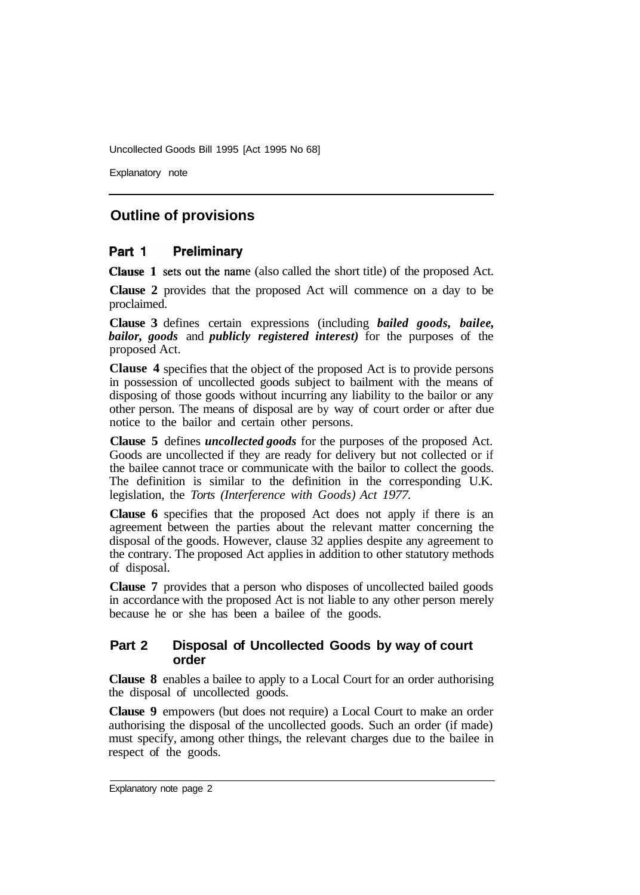## Outline of provisions

### Part 1 Preliminary

**Clause 1** sets out the name (also called the short title) of the proposed Act.

**Clause 2** provides that the proposed Act will commence on a day to be proclaimed.

**Clause 3** defines certain expressions (including ***bailed goods, bailee, bailor, goods*** and ***publicly registered interest)*** for the purposes of the proposed Act.

**Clause 4** specifies that the object of the proposed Act is to provide persons in possession of uncollected goods subject to bailment with the means of disposing of those goods without incurring any liability to the bailor or any other person. The means of disposal are by way of court order or after due notice to the bailor and certain other persons.

**Clause 5** defines ***uncollected goods*** for the purposes of the proposed Act. Goods are uncollected if they are ready for delivery but not collected or if the bailee cannot trace or communicate with the bailor to collect the goods. The definition is similar to the definition in the corresponding U.K. legislation, the *Torts (Interference with Goods) Act 1977.*

**Clause 6** specifies that the proposed Act does not apply if there is an agreement between the parties about the relevant matter concerning the disposal of the goods. However, clause 32 applies despite any agreement to the contrary. The proposed Act applies in addition to other statutory methods of disposal.

**Clause 7** provides that a person who disposes of uncollected bailed goods in accordance with the proposed Act is not liable to any other person merely because he or she has been a bailee of the goods.

### Part 2 Disposal of Uncollected Goods by way of court order

**Clause 8** enables a bailee to apply to a Local Court for an order authorising the disposal of uncollected goods.

**Clause 9** empowers (but does not require) a Local Court to make an order authorising the disposal of the uncollected goods. Such an order (if made) must specify, among other things, the relevant charges due to the bailee in respect of the goods.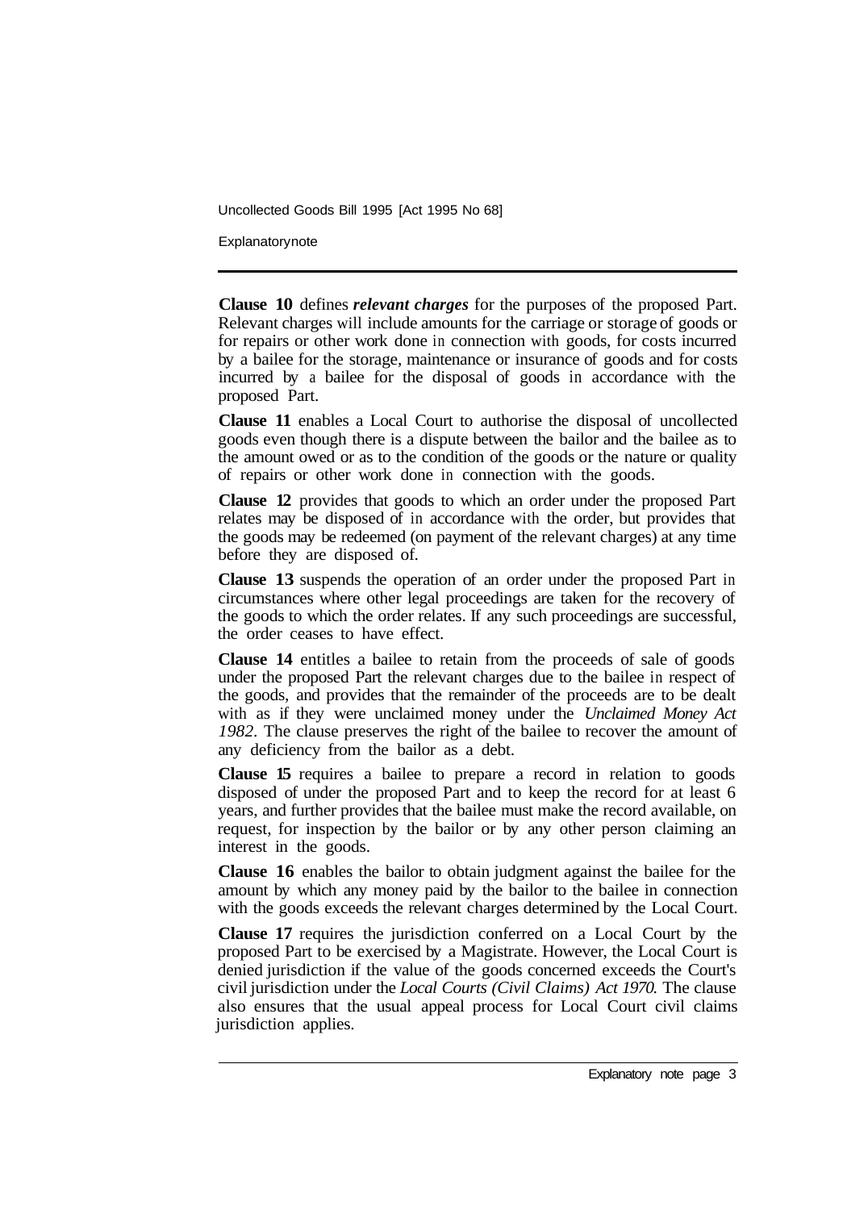**Clause 10** defines ***relevant charges*** for the purposes of the proposed Part. Relevant charges will include amounts for the carriage or storage of goods or for repairs or other work done in connection with goods, for costs incurred by a bailee for the storage, maintenance or insurance of goods and for costs incurred by a bailee for the disposal of goods in accordance with the proposed Part.

**Clause 11** enables a Local Court to authorise the disposal of uncollected goods even though there is a dispute between the bailor and the bailee as to the amount owed or as to the condition of the goods or the nature or quality of repairs or other work done in connection with the goods.

**Clause 12** provides that goods to which an order under the proposed Part relates may be disposed of in accordance with the order, but provides that the goods may be redeemed (on payment of the relevant charges) at any time before they are disposed of.

**Clause 13** suspends the operation of an order under the proposed Part in circumstances where other legal proceedings are taken for the recovery of the goods to which the order relates. If any such proceedings are successful, the order ceases to have effect.

**Clause 14** entitles a bailee to retain from the proceeds of sale of goods under the proposed Part the relevant charges due to the bailee in respect of the goods, and provides that the remainder of the proceeds are to be dealt with as if they were unclaimed money under the *Unclaimed Money Act 1982*. The clause preserves the right of the bailee to recover the amount of any deficiency from the bailor as a debt.

**Clause 15** requires a bailee to prepare a record in relation to goods disposed of under the proposed Part and to keep the record for at least 6 years, and further provides that the bailee must make the record available, on request, for inspection by the bailor or by any other person claiming an interest in the goods.

**Clause 16** enables the bailor to obtain judgment against the bailee for the amount by which any money paid by the bailor to the bailee in connection with the goods exceeds the relevant charges determined by the Local Court.

**Clause 17** requires the jurisdiction conferred on a Local Court by the proposed Part to be exercised by a Magistrate. However, the Local Court is denied jurisdiction if the value of the goods concerned exceeds the Court's civil jurisdiction under the *Local Courts (Civil Claims) Act 1970.* The clause also ensures that the usual appeal process for Local Court civil claims jurisdiction applies.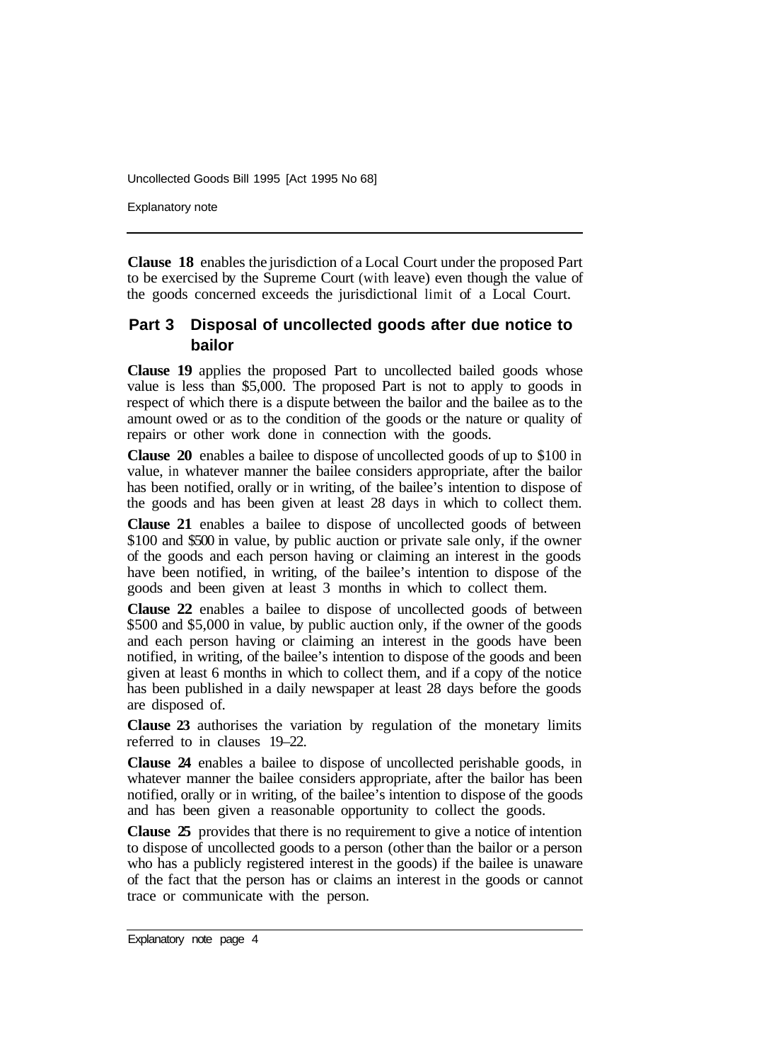**Clause 18** enables the jurisdiction of a Local Court under the proposed Part to be exercised by the Supreme Court (with leave) even though the value of the goods concerned exceeds the jurisdictional limit of a Local Court.

## Part 3 Disposal of uncollected goods after due notice to bailor

**Clause 19** applies the proposed Part to uncollected bailed goods whose value is less than $5,000. The proposed Part is not to apply to goods in respect of which there is a dispute between the bailor and the bailee as to the amount owed or as to the condition of the goods or the nature or quality of repairs or other work done in connection with the goods.

**Clause 20** enables a bailee to dispose of uncollected goods of up to $100 in value, in whatever manner the bailee considers appropriate, after the bailor has been notified, orally or in writing, of the bailee's intention to dispose of the goods and has been given at least 28 days in which to collect them.

**Clause 21** enables a bailee to dispose of uncollected goods of between $100 and $500 in value, by public auction or private sale only, if the owner of the goods and each person having or claiming an interest in the goods have been notified, in writing, of the bailee's intention to dispose of the goods and been given at least 3 months in which to collect them.

**Clause 22** enables a bailee to dispose of uncollected goods of between $500 and $5,000 in value, by public auction only, if the owner of the goods and each person having or claiming an interest in the goods have been notified, in writing, of the bailee's intention to dispose of the goods and been given at least 6 months in which to collect them, and if a copy of the notice has been published in a daily newspaper at least 28 days before the goods are disposed of.

**Clause 23** authorises the variation by regulation of the monetary limits referred to in clauses 19–22.

**Clause 24** enables a bailee to dispose of uncollected perishable goods, in whatever manner the bailee considers appropriate, after the bailor has been notified, orally or in writing, of the bailee's intention to dispose of the goods and has been given a reasonable opportunity to collect the goods.

**Clause 25** provides that there is no requirement to give a notice of intention to dispose of uncollected goods to a person (other than the bailor or a person who has a publicly registered interest in the goods) if the bailee is unaware of the fact that the person has or claims an interest in the goods or cannot trace or communicate with the person.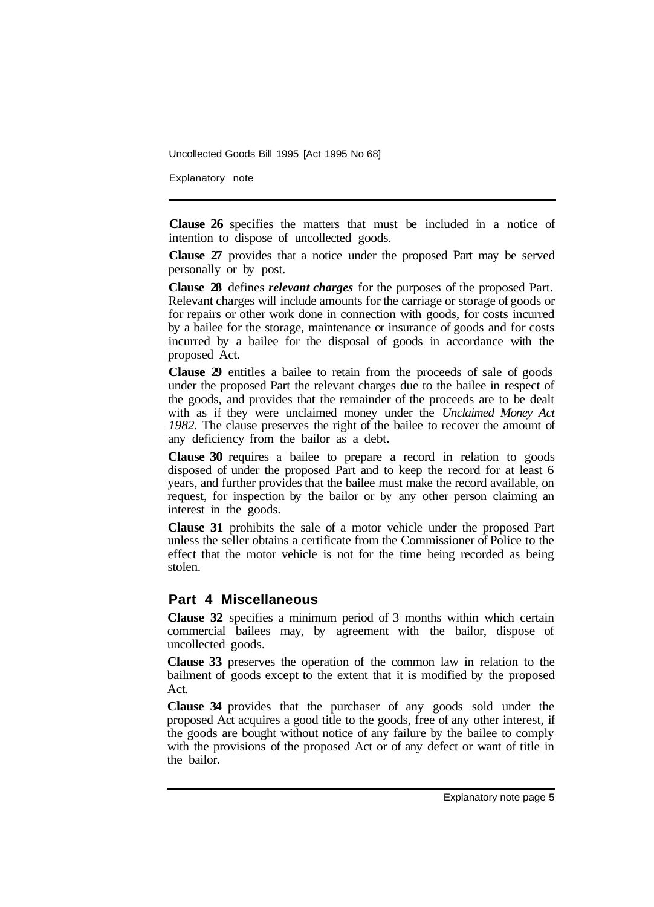**Clause 26** specifies the matters that must be included in a notice of intention to dispose of uncollected goods.

**Clause 27** provides that a notice under the proposed Part may be served personally or by post.

**Clause 28** defines ***relevant charges*** for the purposes of the proposed Part. Relevant charges will include amounts for the carriage or storage of goods or for repairs or other work done in connection with goods, for costs incurred by a bailee for the storage, maintenance or insurance of goods and for costs incurred by a bailee for the disposal of goods in accordance with the proposed Act.

**Clause 29** entitles a bailee to retain from the proceeds of sale of goods under the proposed Part the relevant charges due to the bailee in respect of the goods, and provides that the remainder of the proceeds are to be dealt with as if they were unclaimed money under the *Unclaimed Money Act 1982*. The clause preserves the right of the bailee to recover the amount of any deficiency from the bailor as a debt.

**Clause 30** requires a bailee to prepare a record in relation to goods disposed of under the proposed Part and to keep the record for at least 6 years, and further provides that the bailee must make the record available, on request, for inspection by the bailor or by any other person claiming an interest in the goods.

**Clause 31** prohibits the sale of a motor vehicle under the proposed Part unless the seller obtains a certificate from the Commissioner of Police to the effect that the motor vehicle is not for the time being recorded as being stolen.

## Part 4 Miscellaneous

**Clause 32** specifies a minimum period of 3 months within which certain commercial bailees may, by agreement with the bailor, dispose of uncollected goods.

**Clause 33** preserves the operation of the common law in relation to the bailment of goods except to the extent that it is modified by the proposed Act.

**Clause 34** provides that the purchaser of any goods sold under the proposed Act acquires a good title to the goods, free of any other interest, if the goods are bought without notice of any failure by the bailee to comply with the provisions of the proposed Act or of any defect or want of title in the bailor.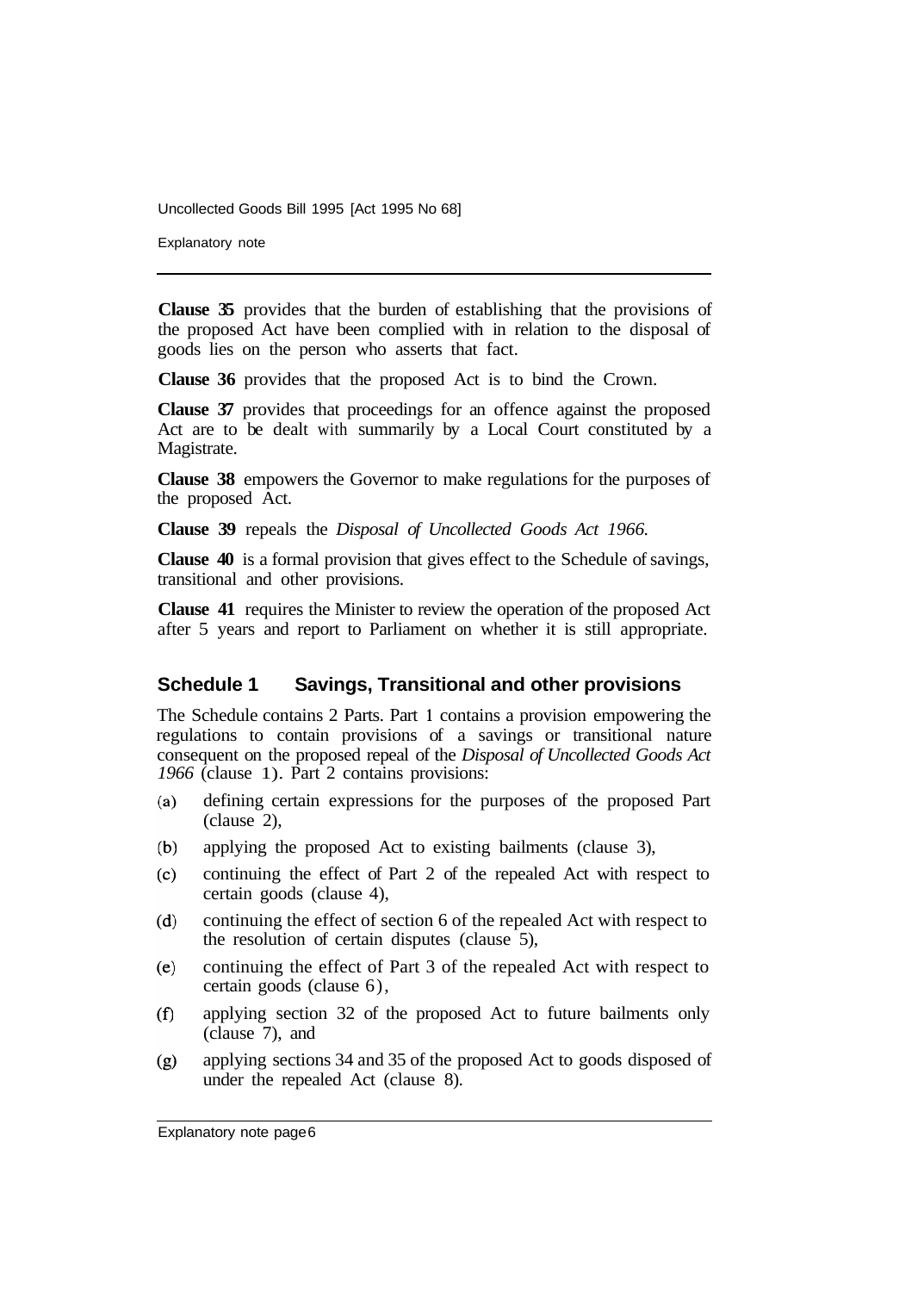**Clause 35** provides that the burden of establishing that the provisions of the proposed Act have been complied with in relation to the disposal of goods lies on the person who asserts that fact.

**Clause 36** provides that the proposed Act is to bind the Crown.

**Clause 37** provides that proceedings for an offence against the proposed Act are to be dealt with summarily by a Local Court constituted by a Magistrate.

**Clause 38** empowers the Governor to make regulations for the purposes of the proposed Act.

**Clause 39** repeals the *Disposal of Uncollected Goods Act 1966.*

**Clause 40** is a formal provision that gives effect to the Schedule of savings, transitional and other provisions.

**Clause 41** requires the Minister to review the operation of the proposed Act after 5 years and report to Parliament on whether it is still appropriate.

## Schedule 1 Savings, Transitional and other provisions

The Schedule contains 2 Parts. Part 1 contains a provision empowering the regulations to contain provisions of a savings or transitional nature consequent on the proposed repeal of the *Disposal of Uncollected Goods Act 1966* (clause 1). Part 2 contains provisions:

(a) defining certain expressions for the purposes of the proposed Part (clause 2),

(b) applying the proposed Act to existing bailments (clause 3),

(c) continuing the effect of Part 2 of the repealed Act with respect to certain goods (clause 4),

(d) continuing the effect of section 6 of the repealed Act with respect to the resolution of certain disputes (clause 5),

(e) continuing the effect of Part 3 of the repealed Act with respect to certain goods (clause 6),

(f) applying section 32 of the proposed Act to future bailments only (clause 7), and

(g) applying sections 34 and 35 of the proposed Act to goods disposed of under the repealed Act (clause 8).